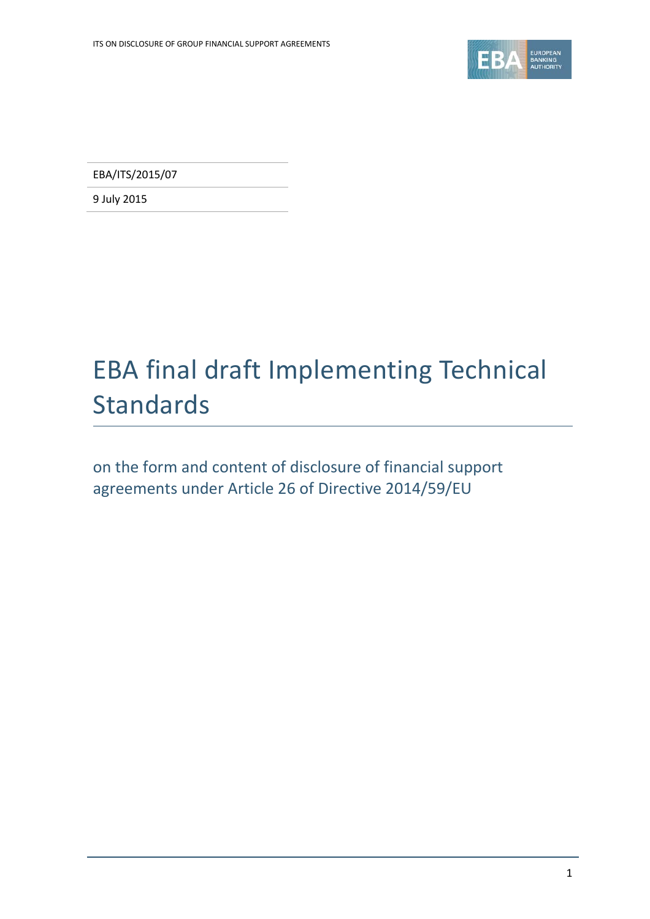EBA/ITS/2015/07

9 July 2015

# EBA final draft Implementing Technical Standards

## on the form and content of disclosure of financial support agreements under Article 26 of Directive 2014/59/EU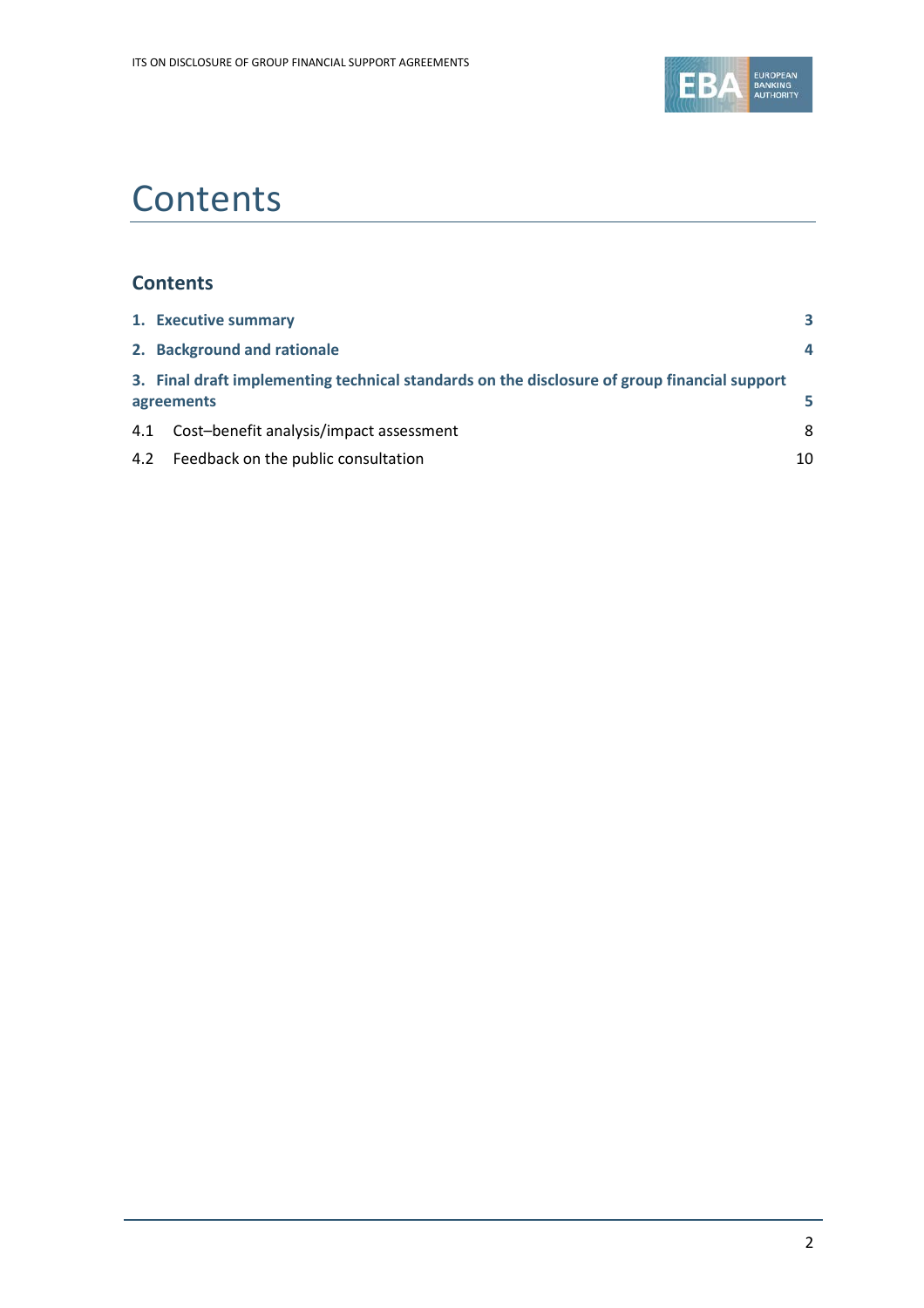# Contents

## Contents

| | |
|---|---|
| **1. Executive summary** | **3** |
| **2. Background and rationale** | **4** |
| **3. Final draft implementing technical standards on the disclosure of group financial support agreements** | **5** |
| 4.1 Cost–benefit analysis/impact assessment | 8 |
| 4.2 Feedback on the public consultation | 10 |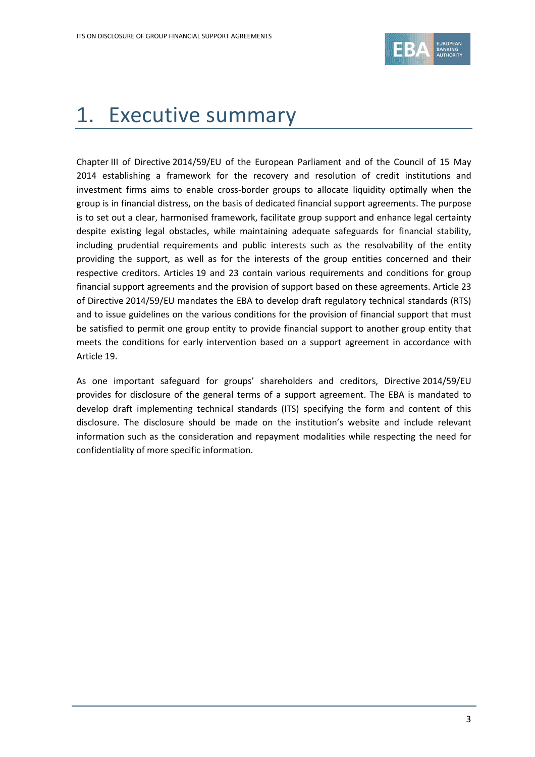# 1. Executive summary

Chapter III of Directive 2014/59/EU of the European Parliament and of the Council of 15 May 2014 establishing a framework for the recovery and resolution of credit institutions and investment firms aims to enable cross-border groups to allocate liquidity optimally when the group is in financial distress, on the basis of dedicated financial support agreements. The purpose is to set out a clear, harmonised framework, facilitate group support and enhance legal certainty despite existing legal obstacles, while maintaining adequate safeguards for financial stability, including prudential requirements and public interests such as the resolvability of the entity providing the support, as well as for the interests of the group entities concerned and their respective creditors. Articles 19 and 23 contain various requirements and conditions for group financial support agreements and the provision of support based on these agreements. Article 23 of Directive 2014/59/EU mandates the EBA to develop draft regulatory technical standards (RTS) and to issue guidelines on the various conditions for the provision of financial support that must be satisfied to permit one group entity to provide financial support to another group entity that meets the conditions for early intervention based on a support agreement in accordance with Article 19.

As one important safeguard for groups' shareholders and creditors, Directive 2014/59/EU provides for disclosure of the general terms of a support agreement. The EBA is mandated to develop draft implementing technical standards (ITS) specifying the form and content of this disclosure. The disclosure should be made on the institution's website and include relevant information such as the consideration and repayment modalities while respecting the need for confidentiality of more specific information.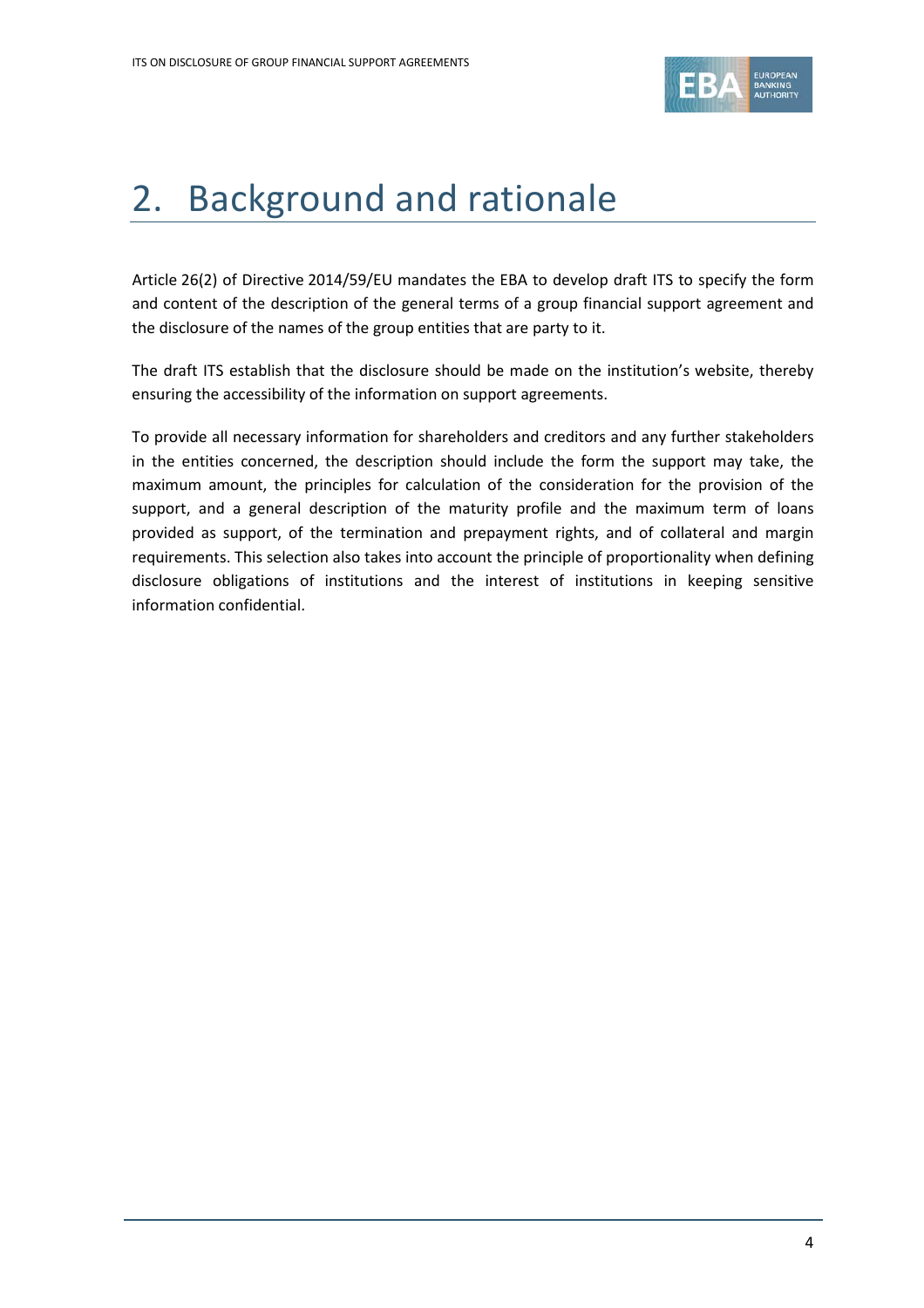# 2. Background and rationale

Article 26(2) of Directive 2014/59/EU mandates the EBA to develop draft ITS to specify the form and content of the description of the general terms of a group financial support agreement and the disclosure of the names of the group entities that are party to it.

The draft ITS establish that the disclosure should be made on the institution's website, thereby ensuring the accessibility of the information on support agreements.

To provide all necessary information for shareholders and creditors and any further stakeholders in the entities concerned, the description should include the form the support may take, the maximum amount, the principles for calculation of the consideration for the provision of the support, and a general description of the maturity profile and the maximum term of loans provided as support, of the termination and prepayment rights, and of collateral and margin requirements. This selection also takes into account the principle of proportionality when defining disclosure obligations of institutions and the interest of institutions in keeping sensitive information confidential.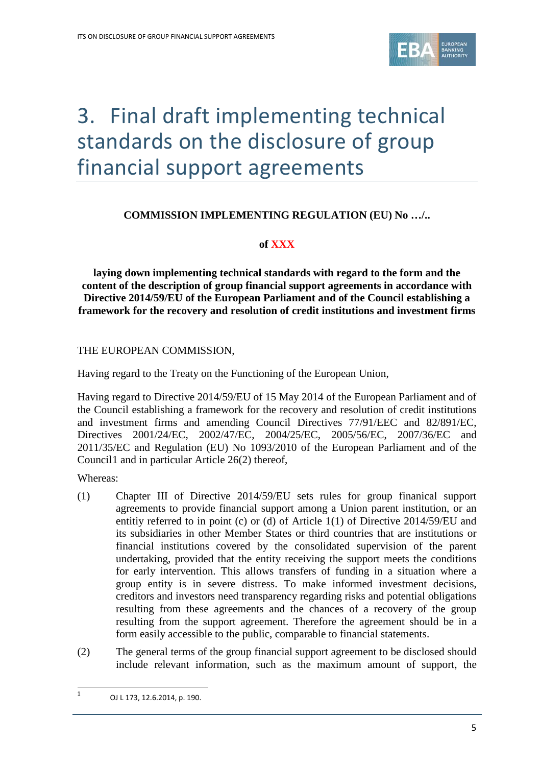# 3. Final draft implementing technical standards on the disclosure of group financial support agreements

**COMMISSION IMPLEMENTING REGULATION (EU) No …/..**

**of XXX**

**laying down implementing technical standards with regard to the form and the content of the description of group financial support agreements in accordance with Directive 2014/59/EU of the European Parliament and of the Council establishing a framework for the recovery and resolution of credit institutions and investment firms**

THE EUROPEAN COMMISSION,

Having regard to the Treaty on the Functioning of the European Union,

Having regard to Directive 2014/59/EU of 15 May 2014 of the European Parliament and of the Council establishing a framework for the recovery and resolution of credit institutions and investment firms and amending Council Directives 77/91/EEC and 82/891/EC, Directives 2001/24/EC, 2002/47/EC, 2004/25/EC, 2005/56/EC, 2007/36/EC and 2011/35/EC and Regulation (EU) No 1093/2010 of the European Parliament and of the Council[1] and in particular Article 26(2) thereof,

Whereas:

(1) Chapter III of Directive 2014/59/EU sets rules for group finanical support agreements to provide financial support among a Union parent institution, or an entitiy referred to in point (c) or (d) of Article 1(1) of Directive 2014/59/EU and its subsidiaries in other Member States or third countries that are institutions or financial institutions covered by the consolidated supervision of the parent undertaking, provided that the entity receiving the support meets the conditions for early intervention. This allows transfers of funding in a situation where a group entity is in severe distress. To make informed investment decisions, creditors and investors need transparency regarding risks and potential obligations resulting from these agreements and the chances of a recovery of the group resulting from the support agreement. Therefore the agreement should be in a form easily accessible to the public, comparable to financial statements.

(2) The general terms of the group financial support agreement to be disclosed should include relevant information, such as the maximum amount of support, the

[1] OJ L 173, 12.6.2014, p. 190.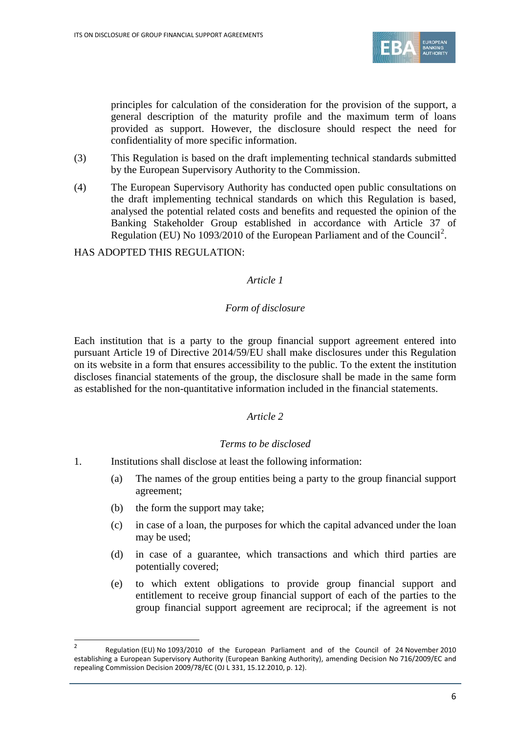principles for calculation of the consideration for the provision of the support, a general description of the maturity profile and the maximum term of loans provided as support. However, the disclosure should respect the need for confidentiality of more specific information.

(3) This Regulation is based on the draft implementing technical standards submitted by the European Supervisory Authority to the Commission.

(4) The European Supervisory Authority has conducted open public consultations on the draft implementing technical standards on which this Regulation is based, analysed the potential related costs and benefits and requested the opinion of the Banking Stakeholder Group established in accordance with Article 37 of Regulation (EU) No 1093/2010 of the European Parliament and of the Council[2].

HAS ADOPTED THIS REGULATION:

*Article 1*

*Form of disclosure*

Each institution that is a party to the group financial support agreement entered into pursuant Article 19 of Directive 2014/59/EU shall make disclosures under this Regulation on its website in a form that ensures accessibility to the public. To the extent the institution discloses financial statements of the group, the disclosure shall be made in the same form as established for the non-quantitative information included in the financial statements.

*Article 2*

*Terms to be disclosed*

1. Institutions shall disclose at least the following information:

   (a) The names of the group entities being a party to the group financial support agreement;

   (b) the form the support may take;

   (c) in case of a loan, the purposes for which the capital advanced under the loan may be used;

   (d) in case of a guarantee, which transactions and which third parties are potentially covered;

   (e) to which extent obligations to provide group financial support and entitlement to receive group financial support of each of the parties to the group financial support agreement are reciprocal; if the agreement is not

---

[2] Regulation (EU) No 1093/2010 of the European Parliament and of the Council of 24 November 2010 establishing a European Supervisory Authority (European Banking Authority), amending Decision No 716/2009/EC and repealing Commission Decision 2009/78/EC (OJ L 331, 15.12.2010, p. 12).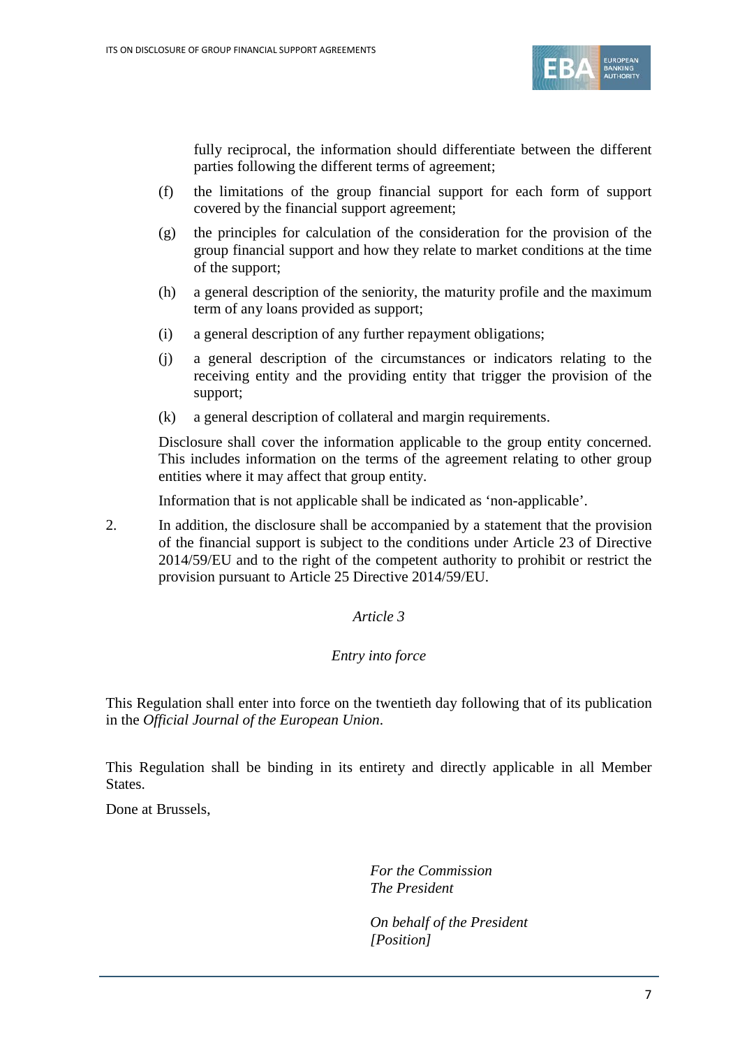fully reciprocal, the information should differentiate between the different parties following the different terms of agreement;

(f) the limitations of the group financial support for each form of support covered by the financial support agreement;

(g) the principles for calculation of the consideration for the provision of the group financial support and how they relate to market conditions at the time of the support;

(h) a general description of the seniority, the maturity profile and the maximum term of any loans provided as support;

(i) a general description of any further repayment obligations;

(j) a general description of the circumstances or indicators relating to the receiving entity and the providing entity that trigger the provision of the support;

(k) a general description of collateral and margin requirements.

Disclosure shall cover the information applicable to the group entity concerned. This includes information on the terms of the agreement relating to other group entities where it may affect that group entity.

Information that is not applicable shall be indicated as 'non-applicable'.

2. In addition, the disclosure shall be accompanied by a statement that the provision of the financial support is subject to the conditions under Article 23 of Directive 2014/59/EU and to the right of the competent authority to prohibit or restrict the provision pursuant to Article 25 Directive 2014/59/EU.

*Article 3*

*Entry into force*

This Regulation shall enter into force on the twentieth day following that of its publication in the *Official Journal of the European Union*.

This Regulation shall be binding in its entirety and directly applicable in all Member States.

Done at Brussels,

*For the Commission*
*The President*

*On behalf of the President*
*[Position]*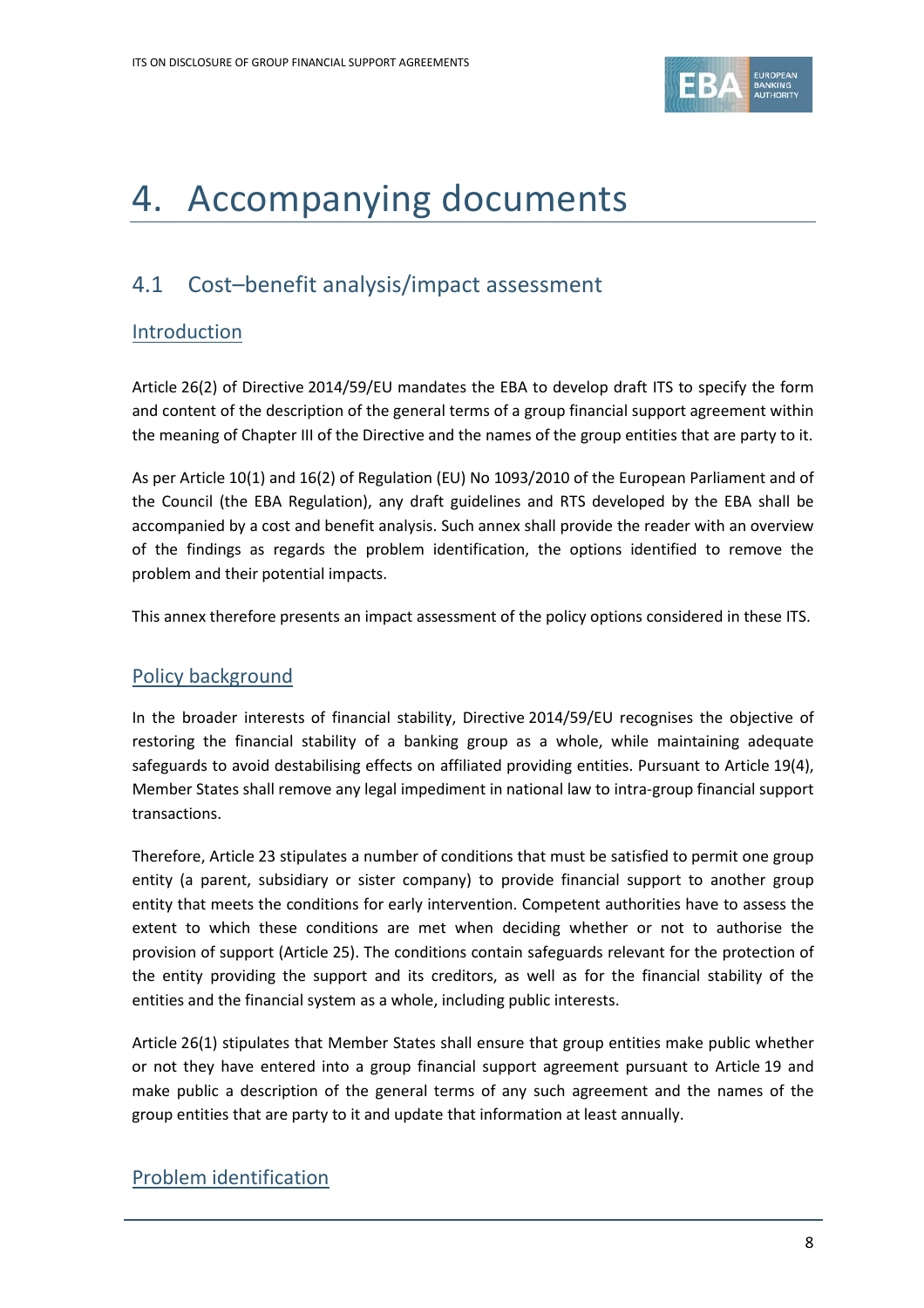# 4. Accompanying documents

## 4.1 Cost–benefit analysis/impact assessment

### Introduction

Article 26(2) of Directive 2014/59/EU mandates the EBA to develop draft ITS to specify the form and content of the description of the general terms of a group financial support agreement within the meaning of Chapter III of the Directive and the names of the group entities that are party to it.

As per Article 10(1) and 16(2) of Regulation (EU) No 1093/2010 of the European Parliament and of the Council (the EBA Regulation), any draft guidelines and RTS developed by the EBA shall be accompanied by a cost and benefit analysis. Such annex shall provide the reader with an overview of the findings as regards the problem identification, the options identified to remove the problem and their potential impacts.

This annex therefore presents an impact assessment of the policy options considered in these ITS.

### Policy background

In the broader interests of financial stability, Directive 2014/59/EU recognises the objective of restoring the financial stability of a banking group as a whole, while maintaining adequate safeguards to avoid destabilising effects on affiliated providing entities. Pursuant to Article 19(4), Member States shall remove any legal impediment in national law to intra-group financial support transactions.

Therefore, Article 23 stipulates a number of conditions that must be satisfied to permit one group entity (a parent, subsidiary or sister company) to provide financial support to another group entity that meets the conditions for early intervention. Competent authorities have to assess the extent to which these conditions are met when deciding whether or not to authorise the provision of support (Article 25). The conditions contain safeguards relevant for the protection of the entity providing the support and its creditors, as well as for the financial stability of the entities and the financial system as a whole, including public interests.

Article 26(1) stipulates that Member States shall ensure that group entities make public whether or not they have entered into a group financial support agreement pursuant to Article 19 and make public a description of the general terms of any such agreement and the names of the group entities that are party to it and update that information at least annually.

### Problem identification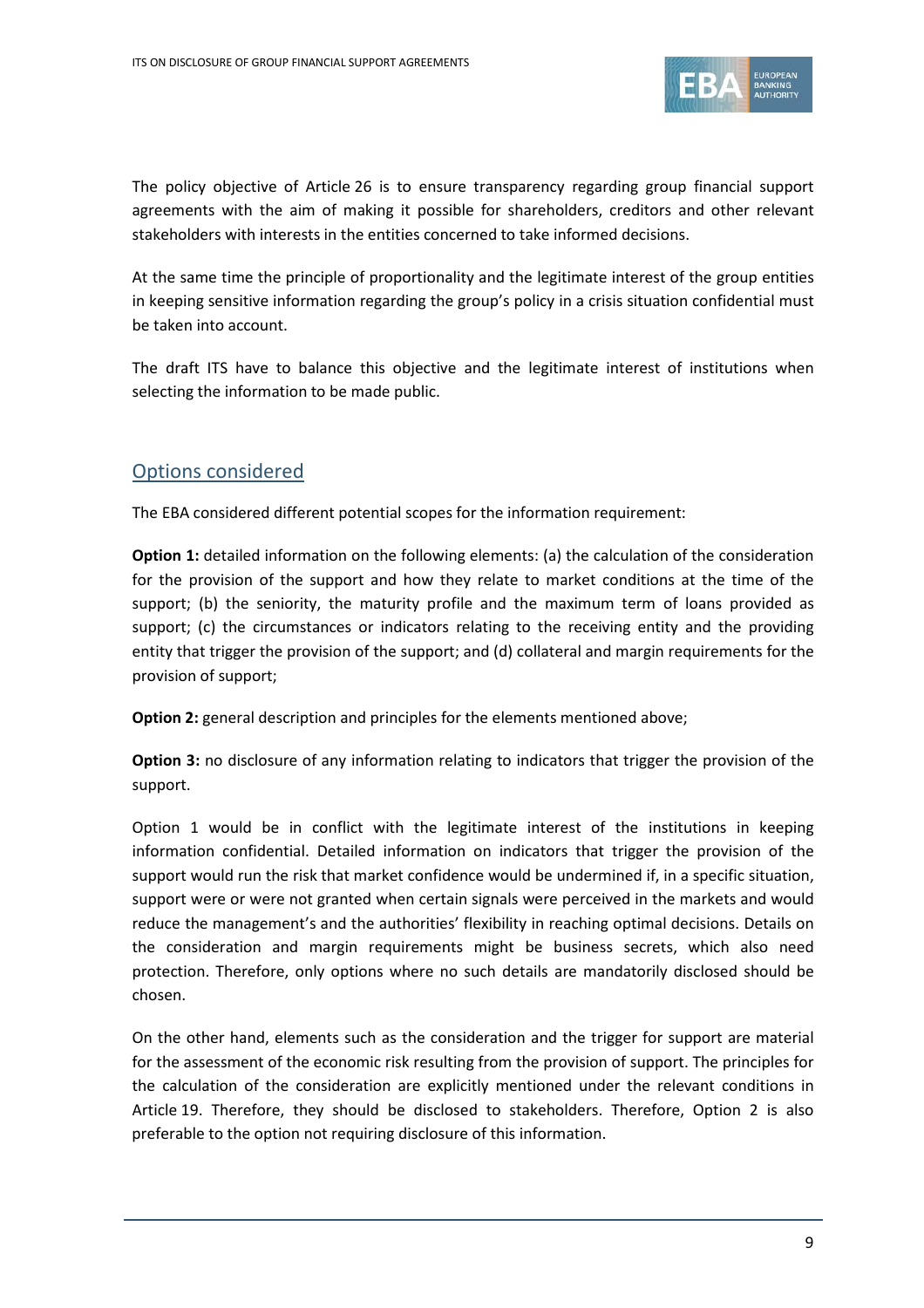The policy objective of Article 26 is to ensure transparency regarding group financial support agreements with the aim of making it possible for shareholders, creditors and other relevant stakeholders with interests in the entities concerned to take informed decisions.

At the same time the principle of proportionality and the legitimate interest of the group entities in keeping sensitive information regarding the group's policy in a crisis situation confidential must be taken into account.

The draft ITS have to balance this objective and the legitimate interest of institutions when selecting the information to be made public.

## Options considered

The EBA considered different potential scopes for the information requirement:

**Option 1:** detailed information on the following elements: (a) the calculation of the consideration for the provision of the support and how they relate to market conditions at the time of the support; (b) the seniority, the maturity profile and the maximum term of loans provided as support; (c) the circumstances or indicators relating to the receiving entity and the providing entity that trigger the provision of the support; and (d) collateral and margin requirements for the provision of support;

**Option 2:** general description and principles for the elements mentioned above;

**Option 3:** no disclosure of any information relating to indicators that trigger the provision of the support.

Option 1 would be in conflict with the legitimate interest of the institutions in keeping information confidential. Detailed information on indicators that trigger the provision of the support would run the risk that market confidence would be undermined if, in a specific situation, support were or were not granted when certain signals were perceived in the markets and would reduce the management's and the authorities' flexibility in reaching optimal decisions. Details on the consideration and margin requirements might be business secrets, which also need protection. Therefore, only options where no such details are mandatorily disclosed should be chosen.

On the other hand, elements such as the consideration and the trigger for support are material for the assessment of the economic risk resulting from the provision of support. The principles for the calculation of the consideration are explicitly mentioned under the relevant conditions in Article 19. Therefore, they should be disclosed to stakeholders. Therefore, Option 2 is also preferable to the option not requiring disclosure of this information.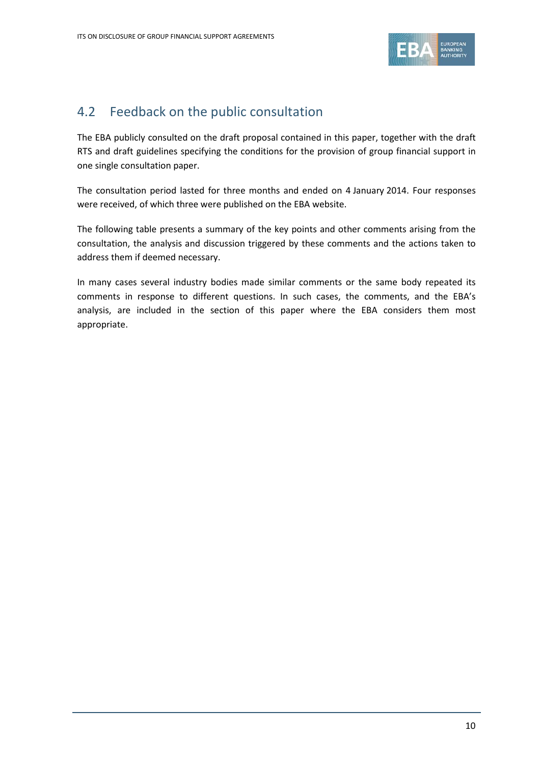## 4.2 Feedback on the public consultation

The EBA publicly consulted on the draft proposal contained in this paper, together with the draft RTS and draft guidelines specifying the conditions for the provision of group financial support in one single consultation paper.

The consultation period lasted for three months and ended on 4 January 2014. Four responses were received, of which three were published on the EBA website.

The following table presents a summary of the key points and other comments arising from the consultation, the analysis and discussion triggered by these comments and the actions taken to address them if deemed necessary.

In many cases several industry bodies made similar comments or the same body repeated its comments in response to different questions. In such cases, the comments, and the EBA's analysis, are included in the section of this paper where the EBA considers them most appropriate.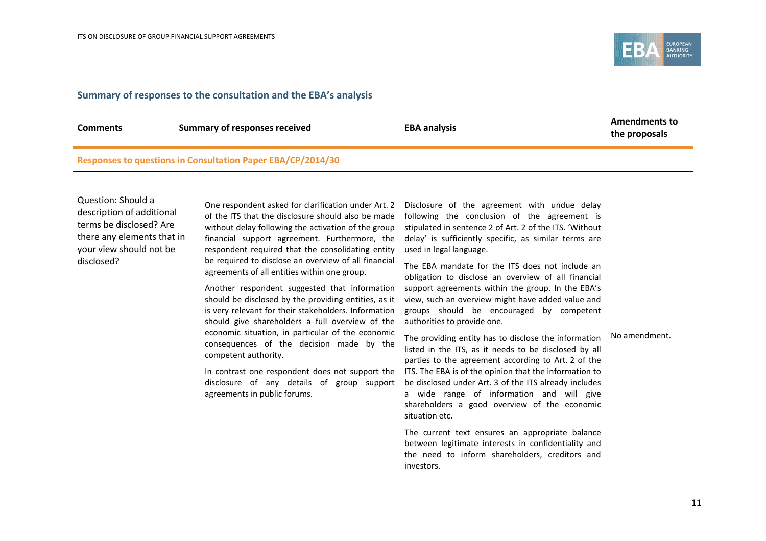## Summary of responses to the consultation and the EBA's analysis

| Comments | Summary of responses received | EBA analysis | Amendments to the proposals |
|---|---|---|---|
| **Responses to questions in Consultation Paper EBA/CP/2014/30** | | | |
| Question: Should a description of additional terms be disclosed? Are there any elements that in your view should not be disclosed? | One respondent asked for clarification under Art. 2 of the ITS that the disclosure should also be made without delay following the activation of the group financial support agreement. Furthermore, the respondent required that the consolidating entity be required to disclose an overview of all financial agreements of all entities within one group.<br><br>Another respondent suggested that information should be disclosed by the providing entities, as it is very relevant for their stakeholders. Information should give shareholders a full overview of the economic situation, in particular of the economic consequences of the decision made by the competent authority.<br><br>In contrast one respondent does not support the disclosure of any details of group support agreements in public forums. | Disclosure of the agreement with undue delay following the conclusion of the agreement is stipulated in sentence 2 of Art. 2 of the ITS. 'Without delay' is sufficiently specific, as similar terms are used in legal language.<br><br>The EBA mandate for the ITS does not include an obligation to disclose an overview of all financial support agreements within the group. In the EBA's view, such an overview might have added value and groups should be encouraged by competent authorities to provide one.<br><br>The providing entity has to disclose the information listed in the ITS, as it needs to be disclosed by all parties to the agreement according to Art. 2 of the ITS. The EBA is of the opinion that the information to be disclosed under Art. 3 of the ITS already includes a wide range of information and will give shareholders a good overview of the economic situation etc.<br><br>The current text ensures an appropriate balance between legitimate interests in confidentiality and the need to inform shareholders, creditors and investors. | No amendment. |